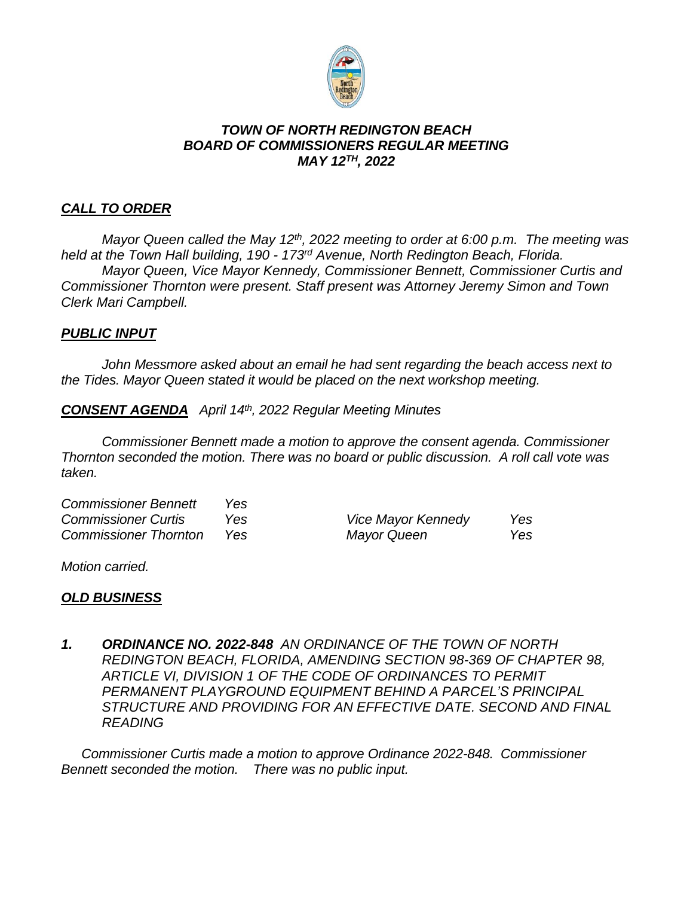***TOWN OF NORTH REDINGTON BEACH***
***BOARD OF COMMISSIONERS REGULAR MEETING***
***MAY 12TH, 2022***

***CALL TO ORDER***

*Mayor Queen called the May 12th, 2022 meeting to order at 6:00 p.m. The meeting was held at the Town Hall building, 190 - 173rd Avenue, North Redington Beach, Florida.*

*Mayor Queen, Vice Mayor Kennedy, Commissioner Bennett, Commissioner Curtis and Commissioner Thornton were present. Staff present was Attorney Jeremy Simon and Town Clerk Mari Campbell.*

***PUBLIC INPUT***

*John Messmore asked about an email he had sent regarding the beach access next to the Tides. Mayor Queen stated it would be placed on the next workshop meeting.*

***CONSENT AGENDA*** *April 14th, 2022 Regular Meeting Minutes*

*Commissioner Bennett made a motion to approve the consent agenda. Commissioner Thornton seconded the motion. There was no board or public discussion. A roll call vote was taken.*

| | | | |
|---|---|---|---|
| *Commissioner Bennett* | *Yes* | | |
| *Commissioner Curtis* | *Yes* | *Vice Mayor Kennedy* | *Yes* |
| *Commissioner Thornton* | *Yes* | *Mayor Queen* | *Yes* |

*Motion carried.*

***OLD BUSINESS***

***1. ORDINANCE NO. 2022-848*** *AN ORDINANCE OF THE TOWN OF NORTH REDINGTON BEACH, FLORIDA, AMENDING SECTION 98-369 OF CHAPTER 98, ARTICLE VI, DIVISION 1 OF THE CODE OF ORDINANCES TO PERMIT PERMANENT PLAYGROUND EQUIPMENT BEHIND A PARCEL'S PRINCIPAL STRUCTURE AND PROVIDING FOR AN EFFECTIVE DATE. SECOND AND FINAL READING*

*Commissioner Curtis made a motion to approve Ordinance 2022-848. Commissioner Bennett seconded the motion. There was no public input.*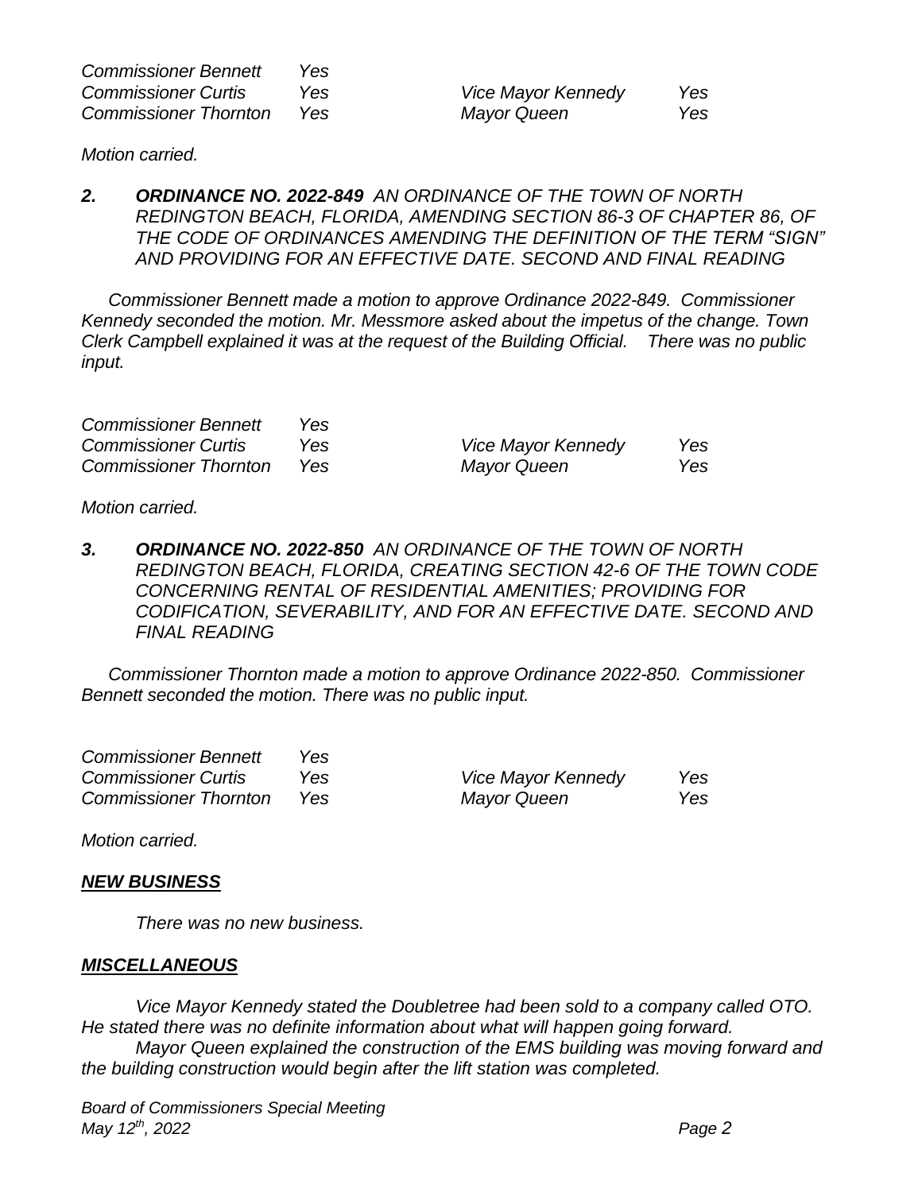| | | | |
|---|---|---|---|
| *Commissioner Bennett* | *Yes* | | |
| *Commissioner Curtis* | *Yes* | *Vice Mayor Kennedy* | *Yes* |
| *Commissioner Thornton* | *Yes* | *Mayor Queen* | *Yes* |

*Motion carried.*

***2. ORDINANCE NO. 2022-849*** *AN ORDINANCE OF THE TOWN OF NORTH REDINGTON BEACH, FLORIDA, AMENDING SECTION 86-3 OF CHAPTER 86, OF THE CODE OF ORDINANCES AMENDING THE DEFINITION OF THE TERM "SIGN" AND PROVIDING FOR AN EFFECTIVE DATE. SECOND AND FINAL READING*

*Commissioner Bennett made a motion to approve Ordinance 2022-849. Commissioner Kennedy seconded the motion. Mr. Messmore asked about the impetus of the change. Town Clerk Campbell explained it was at the request of the Building Official. There was no public input.*

| | | | |
|---|---|---|---|
| *Commissioner Bennett* | *Yes* | | |
| *Commissioner Curtis* | *Yes* | *Vice Mayor Kennedy* | *Yes* |
| *Commissioner Thornton* | *Yes* | *Mayor Queen* | *Yes* |

*Motion carried.*

***3. ORDINANCE NO. 2022-850*** *AN ORDINANCE OF THE TOWN OF NORTH REDINGTON BEACH, FLORIDA, CREATING SECTION 42-6 OF THE TOWN CODE CONCERNING RENTAL OF RESIDENTIAL AMENITIES; PROVIDING FOR CODIFICATION, SEVERABILITY, AND FOR AN EFFECTIVE DATE. SECOND AND FINAL READING*

*Commissioner Thornton made a motion to approve Ordinance 2022-850. Commissioner Bennett seconded the motion. There was no public input.*

| | | | |
|---|---|---|---|
| *Commissioner Bennett* | *Yes* | | |
| *Commissioner Curtis* | *Yes* | *Vice Mayor Kennedy* | *Yes* |
| *Commissioner Thornton* | *Yes* | *Mayor Queen* | *Yes* |

*Motion carried.*

## ***NEW BUSINESS***

*There was no new business.*

## ***MISCELLANEOUS***

*Vice Mayor Kennedy stated the Doubletree had been sold to a company called OTO. He stated there was no definite information about what will happen going forward.*

*Mayor Queen explained the construction of the EMS building was moving forward and the building construction would begin after the lift station was completed.*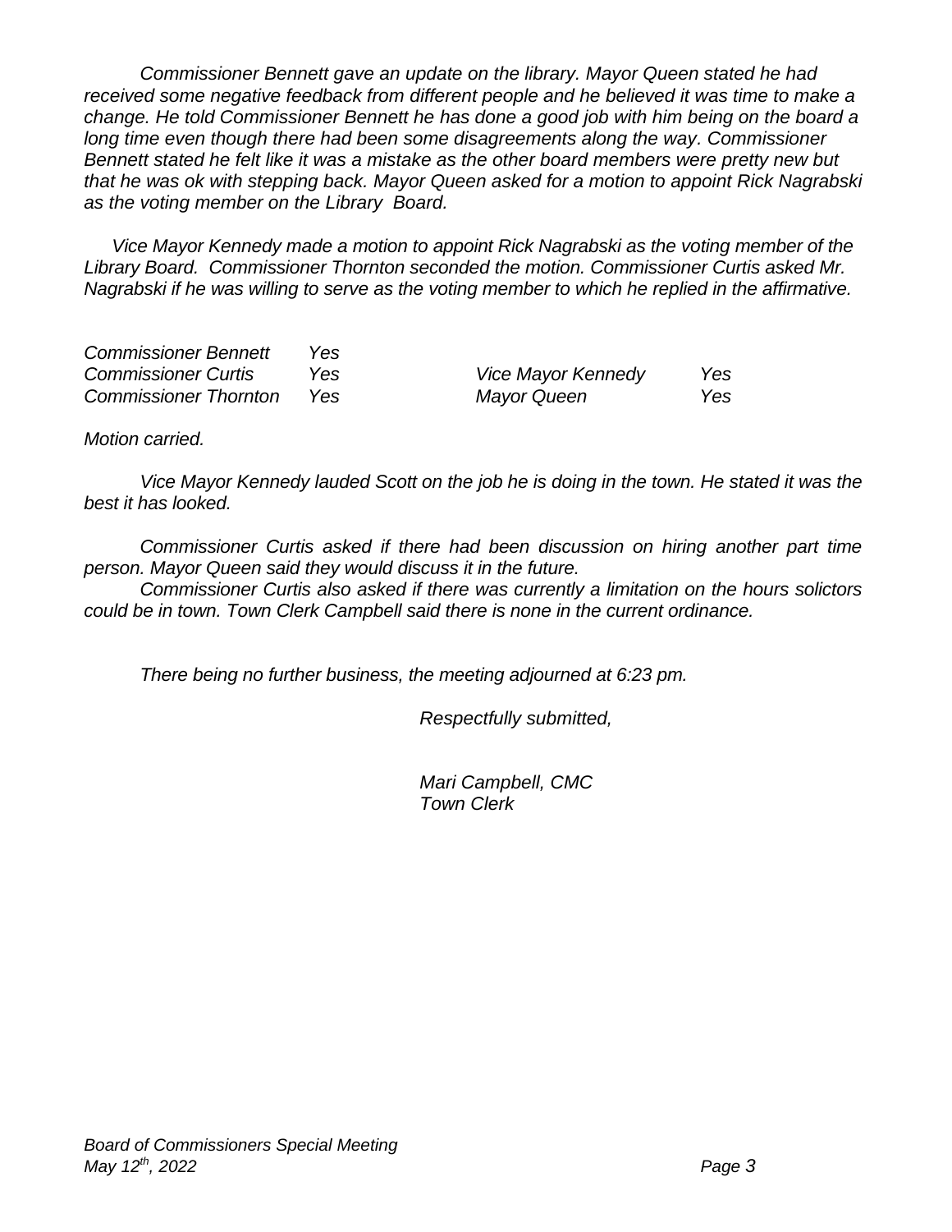*Commissioner Bennett gave an update on the library. Mayor Queen stated he had received some negative feedback from different people and he believed it was time to make a change. He told Commissioner Bennett he has done a good job with him being on the board a long time even though there had been some disagreements along the way. Commissioner Bennett stated he felt like it was a mistake as the other board members were pretty new but that he was ok with stepping back. Mayor Queen asked for a motion to appoint Rick Nagrabski as the voting member on the Library Board.*

*Vice Mayor Kennedy made a motion to appoint Rick Nagrabski as the voting member of the Library Board. Commissioner Thornton seconded the motion. Commissioner Curtis asked Mr. Nagrabski if he was willing to serve as the voting member to which he replied in the affirmative.*

| | | | |
|---|---|---|---|
| *Commissioner Bennett* | *Yes* | | |
| *Commissioner Curtis* | *Yes* | *Vice Mayor Kennedy* | *Yes* |
| *Commissioner Thornton* | *Yes* | *Mayor Queen* | *Yes* |

*Motion carried.*

*Vice Mayor Kennedy lauded Scott on the job he is doing in the town. He stated it was the best it has looked.*

*Commissioner Curtis asked if there had been discussion on hiring another part time person. Mayor Queen said they would discuss it in the future.*

*Commissioner Curtis also asked if there was currently a limitation on the hours solictors could be in town. Town Clerk Campbell said there is none in the current ordinance.*

*There being no further business, the meeting adjourned at 6:23 pm.*

*Respectfully submitted,*

*Mari Campbell, CMC*
*Town Clerk*